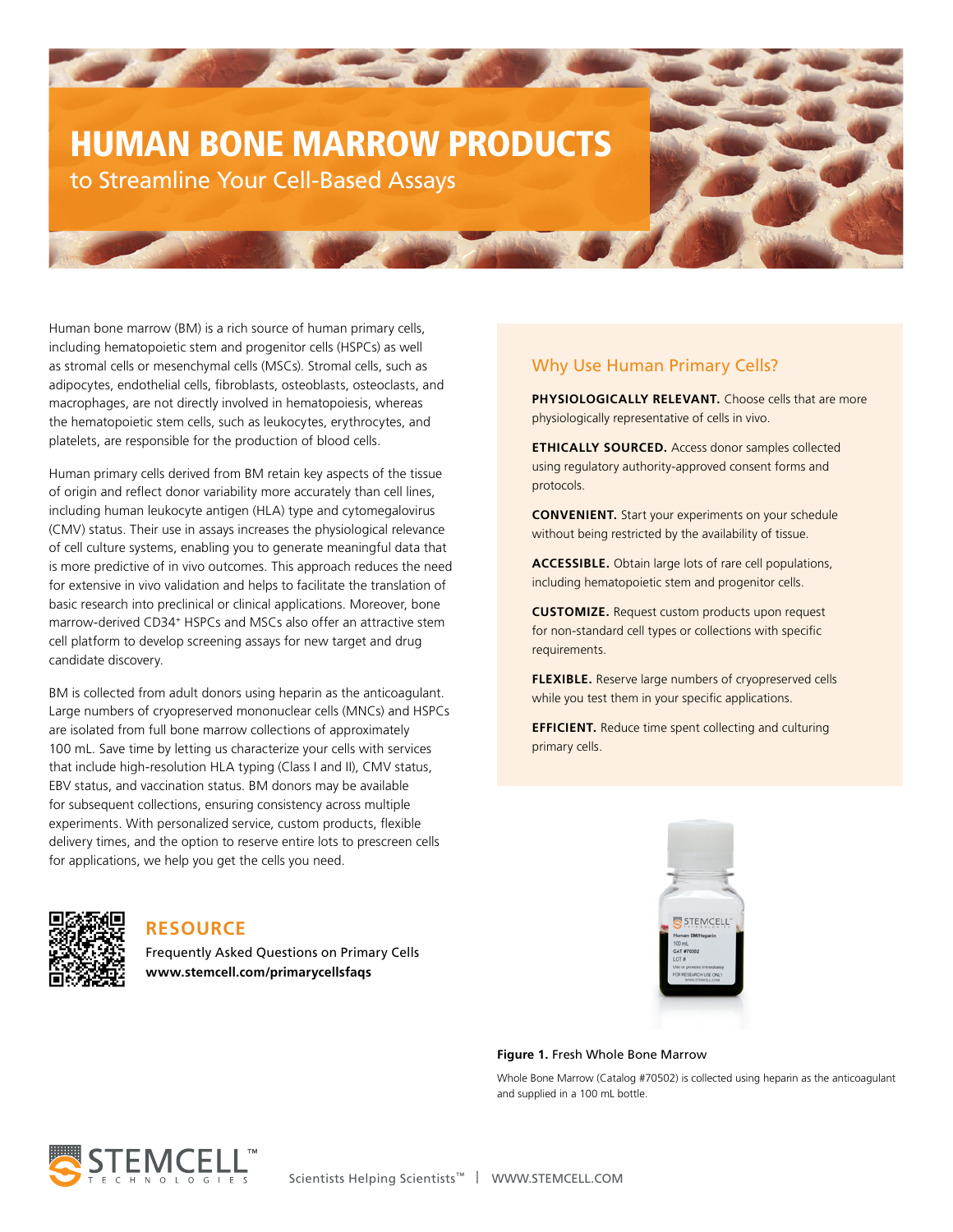# HUMAN BONE MARROW PRODUCTS

## to Streamline Your Cell-Based Assays

Human bone marrow (BM) is a rich source of human primary cells, including hematopoietic stem and progenitor cells (HSPCs) as well as stromal cells or mesenchymal cells (MSCs). Stromal cells, such as adipocytes, endothelial cells, fibroblasts, osteoblasts, osteoclasts, and macrophages, are not directly involved in hematopoiesis, whereas the hematopoietic stem cells, such as leukocytes, erythrocytes, and platelets, are responsible for the production of blood cells.

Human primary cells derived from BM retain key aspects of the tissue of origin and reflect donor variability more accurately than cell lines, including human leukocyte antigen (HLA) type and cytomegalovirus (CMV) status. Their use in assays increases the physiological relevance of cell culture systems, enabling you to generate meaningful data that is more predictive of in vivo outcomes. This approach reduces the need for extensive in vivo validation and helps to facilitate the translation of basic research into preclinical or clinical applications. Moreover, bone marrow-derived CD34$^+$ HSPCs and MSCs also offer an attractive stem cell platform to develop screening assays for new target and drug candidate discovery.

BM is collected from adult donors using heparin as the anticoagulant. Large numbers of cryopreserved mononuclear cells (MNCs) and HSPCs are isolated from full bone marrow collections of approximately 100 mL. Save time by letting us characterize your cells with services that include high-resolution HLA typing (Class I and II), CMV status, EBV status, and vaccination status. BM donors may be available for subsequent collections, ensuring consistency across multiple experiments. With personalized service, custom products, flexible delivery times, and the option to reserve entire lots to prescreen cells for applications, we help you get the cells you need.

### RESOURCE

Frequently Asked Questions on Primary Cells
**www.stemcell.com/primarycellsfaqs**

### Why Use Human Primary Cells?

**PHYSIOLOGICALLY RELEVANT.** Choose cells that are more physiologically representative of cells in vivo.

**ETHICALLY SOURCED.** Access donor samples collected using regulatory authority-approved consent forms and protocols.

**CONVENIENT.** Start your experiments on your schedule without being restricted by the availability of tissue.

**ACCESSIBLE.** Obtain large lots of rare cell populations, including hematopoietic stem and progenitor cells.

**CUSTOMIZE.** Request custom products upon request for non-standard cell types or collections with specific requirements.

**FLEXIBLE.** Reserve large numbers of cryopreserved cells while you test them in your specific applications.

**EFFICIENT.** Reduce time spent collecting and culturing primary cells.

**Figure 1.** Fresh Whole Bone Marrow

Whole Bone Marrow (Catalog #70502) is collected using heparin as the anticoagulant and supplied in a 100 mL bottle.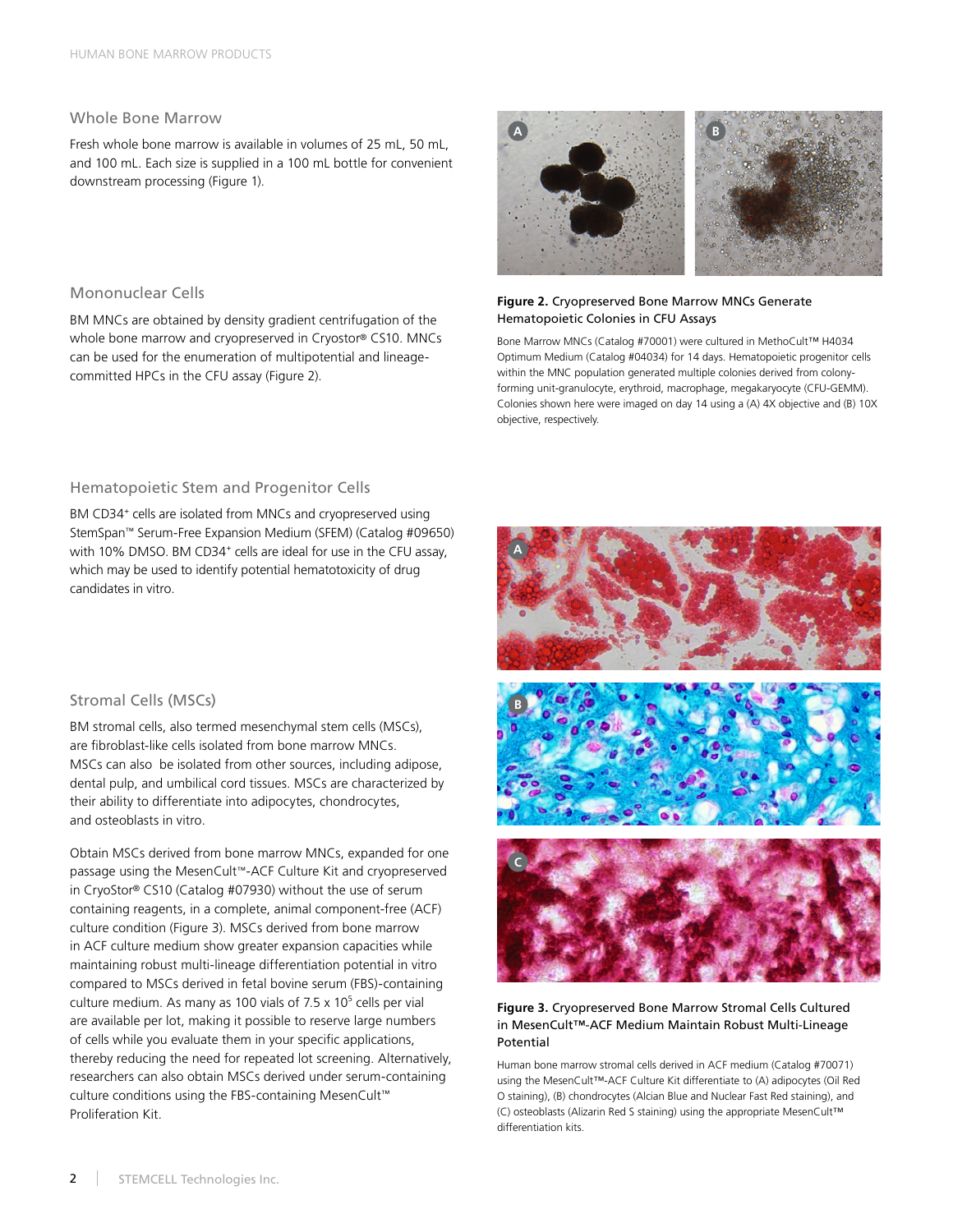## Whole Bone Marrow

Fresh whole bone marrow is available in volumes of 25 mL, 50 mL, and 100 mL. Each size is supplied in a 100 mL bottle for convenient downstream processing (Figure 1).

## Mononuclear Cells

BM MNCs are obtained by density gradient centrifugation of the whole bone marrow and cryopreserved in Cryostor® CS10. MNCs can be used for the enumeration of multipotential and lineage-committed HPCs in the CFU assay (Figure 2).

**Figure 2.** Cryopreserved Bone Marrow MNCs Generate Hematopoietic Colonies in CFU Assays

Bone Marrow MNCs (Catalog #70001) were cultured in MethoCult™ H4034 Optimum Medium (Catalog #04034) for 14 days. Hematopoietic progenitor cells within the MNC population generated multiple colonies derived from colony-forming unit-granulocyte, erythroid, macrophage, megakaryocyte (CFU-GEMM). Colonies shown here were imaged on day 14 using a (A) 4X objective and (B) 10X objective, respectively.

## Hematopoietic Stem and Progenitor Cells

BM CD34$^+$ cells are isolated from MNCs and cryopreserved using StemSpan™ Serum-Free Expansion Medium (SFEM) (Catalog #09650) with 10% DMSO. BM CD34$^+$ cells are ideal for use in the CFU assay, which may be used to identify potential hematotoxicity of drug candidates in vitro.

## Stromal Cells (MSCs)

BM stromal cells, also termed mesenchymal stem cells (MSCs), are fibroblast-like cells isolated from bone marrow MNCs. MSCs can also be isolated from other sources, including adipose, dental pulp, and umbilical cord tissues. MSCs are characterized by their ability to differentiate into adipocytes, chondrocytes, and osteoblasts in vitro.

Obtain MSCs derived from bone marrow MNCs, expanded for one passage using the MesenCult™-ACF Culture Kit and cryopreserved in CryoStor® CS10 (Catalog #07930) without the use of serum containing reagents, in a complete, animal component-free (ACF) culture condition (Figure 3). MSCs derived from bone marrow in ACF culture medium show greater expansion capacities while maintaining robust multi-lineage differentiation potential in vitro compared to MSCs derived in fetal bovine serum (FBS)-containing culture medium. As many as 100 vials of $7.5 \times 10^5$ cells per vial are available per lot, making it possible to reserve large numbers of cells while you evaluate them in your specific applications, thereby reducing the need for repeated lot screening. Alternatively, researchers can also obtain MSCs derived under serum-containing culture conditions using the FBS-containing MesenCult™ Proliferation Kit.

**Figure 3.** Cryopreserved Bone Marrow Stromal Cells Cultured in MesenCult™-ACF Medium Maintain Robust Multi-Lineage Potential

Human bone marrow stromal cells derived in ACF medium (Catalog #70071) using the MesenCult™-ACF Culture Kit differentiate to (A) adipocytes (Oil Red O staining), (B) chondrocytes (Alcian Blue and Nuclear Fast Red staining), and (C) osteoblasts (Alizarin Red S staining) using the appropriate MesenCult™ differentiation kits.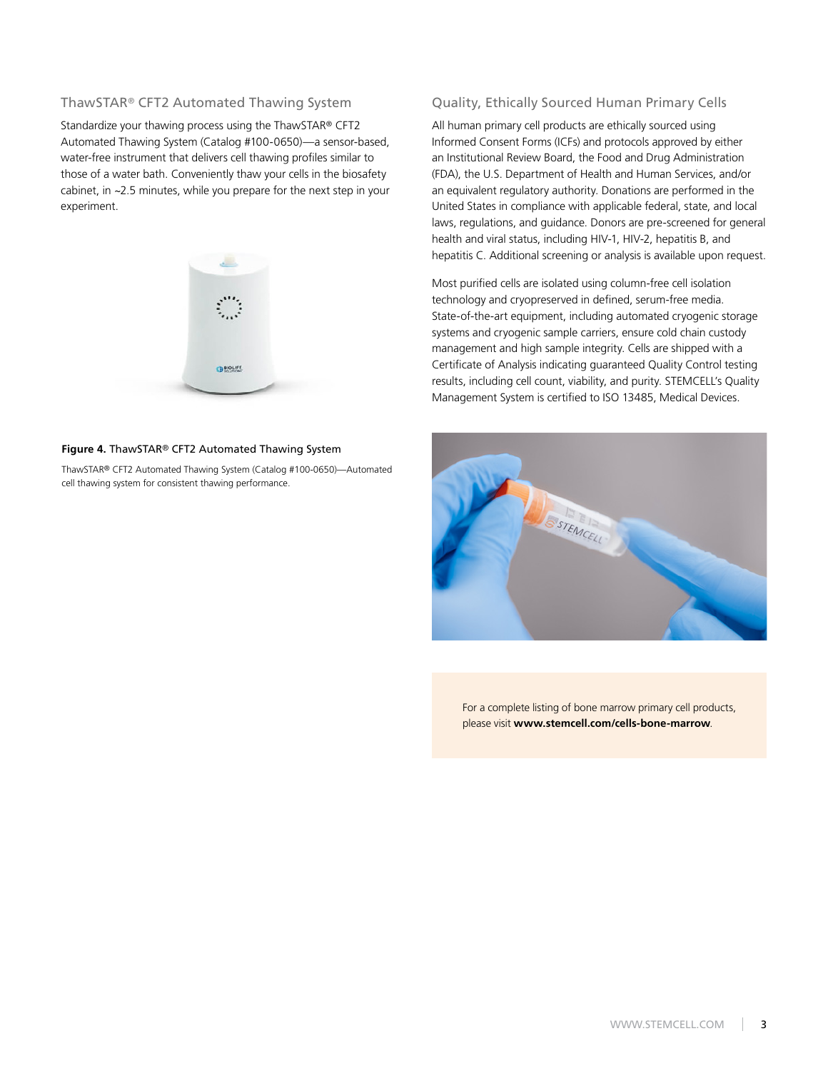## ThawSTAR® CFT2 Automated Thawing System

Standardize your thawing process using the ThawSTAR® CFT2 Automated Thawing System (Catalog #100-0650)—a sensor-based, water-free instrument that delivers cell thawing profiles similar to those of a water bath. Conveniently thaw your cells in the biosafety cabinet, in ~2.5 minutes, while you prepare for the next step in your experiment.

**Figure 4.** ThawSTAR® CFT2 Automated Thawing System

ThawSTAR® CFT2 Automated Thawing System (Catalog #100-0650)—Automated cell thawing system for consistent thawing performance.

## Quality, Ethically Sourced Human Primary Cells

All human primary cell products are ethically sourced using Informed Consent Forms (ICFs) and protocols approved by either an Institutional Review Board, the Food and Drug Administration (FDA), the U.S. Department of Health and Human Services, and/or an equivalent regulatory authority. Donations are performed in the United States in compliance with applicable federal, state, and local laws, regulations, and guidance. Donors are pre-screened for general health and viral status, including HIV-1, HIV-2, hepatitis B, and hepatitis C. Additional screening or analysis is available upon request.

Most purified cells are isolated using column-free cell isolation technology and cryopreserved in defined, serum-free media. State-of-the-art equipment, including automated cryogenic storage systems and cryogenic sample carriers, ensure cold chain custody management and high sample integrity. Cells are shipped with a Certificate of Analysis indicating guaranteed Quality Control testing results, including cell count, viability, and purity. STEMCELL's Quality Management System is certified to ISO 13485, Medical Devices.

For a complete listing of bone marrow primary cell products, please visit **www.stemcell.com/cells-bone-marrow**.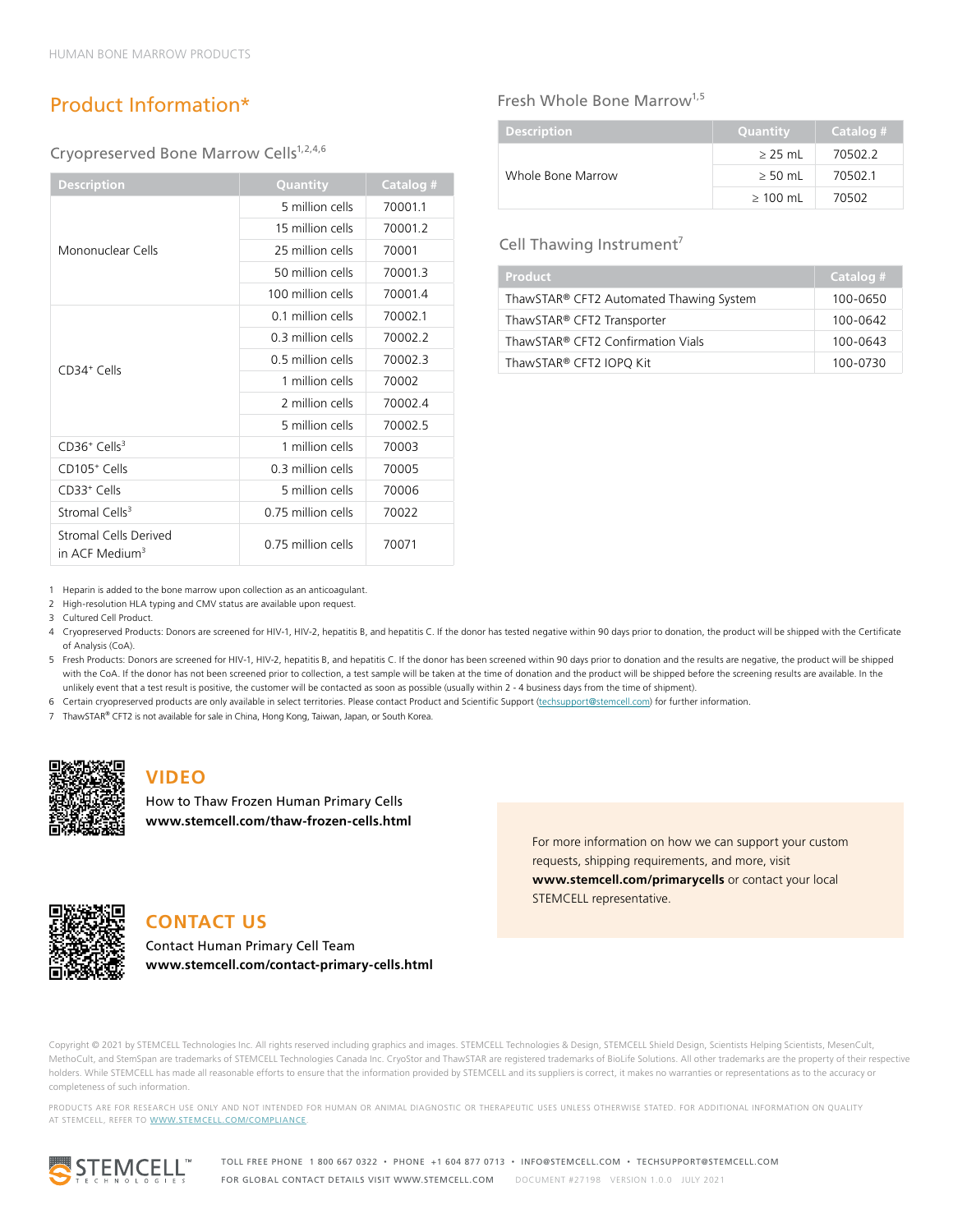## Product Information*

### Cryopreserved Bone Marrow Cells[1,2,4,6]

| Description | Quantity | Catalog # |
|---|---|---|
| Mononuclear Cells | 5 million cells | 70001.1 |
| | 15 million cells | 70001.2 |
| | 25 million cells | 70001 |
| | 50 million cells | 70001.3 |
| | 100 million cells | 70001.4 |
| CD34+ Cells | 0.1 million cells | 70002.1 |
| | 0.3 million cells | 70002.2 |
| | 0.5 million cells | 70002.3 |
| | 1 million cells | 70002 |
| | 2 million cells | 70002.4 |
| | 5 million cells | 70002.5 |
| CD36+ Cells[3] | 1 million cells | 70003 |
| CD105+ Cells | 0.3 million cells | 70005 |
| CD33+ Cells | 5 million cells | 70006 |
| Stromal Cells[3] | 0.75 million cells | 70022 |
| Stromal Cells Derived in ACF Medium[3] | 0.75 million cells | 70071 |

### Fresh Whole Bone Marrow[1,5]

| Description | Quantity | Catalog # |
|---|---|---|
| Whole Bone Marrow | ≥ 25 mL | 70502.2 |
| | ≥ 50 mL | 70502.1 |
| | ≥ 100 mL | 70502 |

### Cell Thawing Instrument[7]

| Product | Catalog # |
|---|---|
| ThawSTAR® CFT2 Automated Thawing System | 100-0650 |
| ThawSTAR® CFT2 Transporter | 100-0642 |
| ThawSTAR® CFT2 Confirmation Vials | 100-0643 |
| ThawSTAR® CFT2 IOPQ Kit | 100-0730 |

1 Heparin is added to the bone marrow upon collection as an anticoagulant.
2 High-resolution HLA typing and CMV status are available upon request.
3 Cultured Cell Product.
4 Cryopreserved Products: Donors are screened for HIV-1, HIV-2, hepatitis B, and hepatitis C. If the donor has tested negative within 90 days prior to donation, the product will be shipped with the Certificate of Analysis (CoA).
5 Fresh Products: Donors are screened for HIV-1, HIV-2, hepatitis B, and hepatitis C. If the donor has been screened within 90 days prior to donation and the results are negative, the product will be shipped with the CoA. If the donor has not been screened prior to collection, a test sample will be taken at the time of donation and the product will be shipped before the screening results are available. In the unlikely event that a test result is positive, the customer will be contacted as soon as possible (usually within 2 - 4 business days from the time of shipment).
6 Certain cryopreserved products are only available in select territories. Please contact Product and Scientific Support (techsupport@stemcell.com) for further information.
7 ThawSTAR® CFT2 is not available for sale in China, Hong Kong, Taiwan, Japan, or South Korea.

## VIDEO

How to Thaw Frozen Human Primary Cells
**www.stemcell.com/thaw-frozen-cells.html**

## CONTACT US

Contact Human Primary Cell Team
**www.stemcell.com/contact-primary-cells.html**

For more information on how we can support your custom requests, shipping requirements, and more, visit **www.stemcell.com/primarycells** or contact your local STEMCELL representative.

Copyright © 2021 by STEMCELL Technologies Inc. All rights reserved including graphics and images. STEMCELL Technologies & Design, STEMCELL Shield Design, Scientists Helping Scientists, MesenCult, MethoCult, and StemSpan are trademarks of STEMCELL Technologies Canada Inc. CryoStor and ThawSTAR are registered trademarks of BioLife Solutions. All other trademarks are the property of their respective holders. While STEMCELL has made all reasonable efforts to ensure that the information provided by STEMCELL and its suppliers is correct, it makes no warranties or representations as to the accuracy or completeness of such information.

PRODUCTS ARE FOR RESEARCH USE ONLY AND NOT INTENDED FOR HUMAN OR ANIMAL DIAGNOSTIC OR THERAPEUTIC USES UNLESS OTHERWISE STATED. FOR ADDITIONAL INFORMATION ON QUALITY AT STEMCELL, REFER TO WWW.STEMCELL.COM/COMPLIANCE.

STEMCELL TECHNOLOGIES

TOLL FREE PHONE 1 800 667 0322 • PHONE +1 604 877 0713 • INFO@STEMCELL.COM • TECHSUPPORT@STEMCELL.COM
FOR GLOBAL CONTACT DETAILS VISIT WWW.STEMCELL.COM DOCUMENT #27198 VERSION 1.0.0 JULY 2021